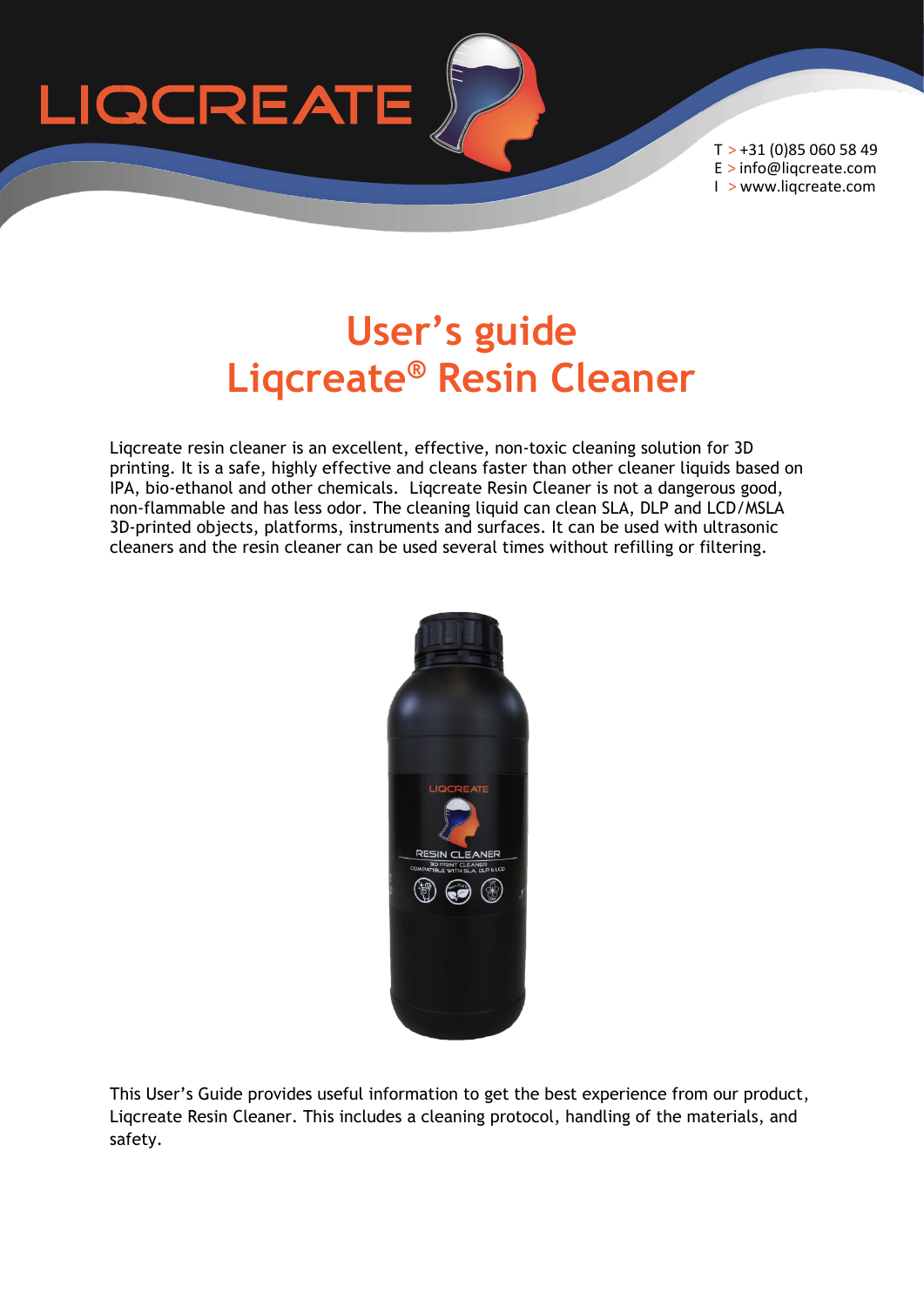# User's guide
# Liqcreate® Resin Cleaner

Liqcreate resin cleaner is an excellent, effective, non-toxic cleaning solution for 3D printing. It is a safe, highly effective and cleans faster than other cleaner liquids based on IPA, bio-ethanol and other chemicals. Liqcreate Resin Cleaner is not a dangerous good, non-flammable and has less odor. The cleaning liquid can clean SLA, DLP and LCD/MSLA 3D-printed objects, platforms, instruments and surfaces. It can be used with ultrasonic cleaners and the resin cleaner can be used several times without refilling or filtering.

This User's Guide provides useful information to get the best experience from our product, Liqcreate Resin Cleaner. This includes a cleaning protocol, handling of the materials, and safety.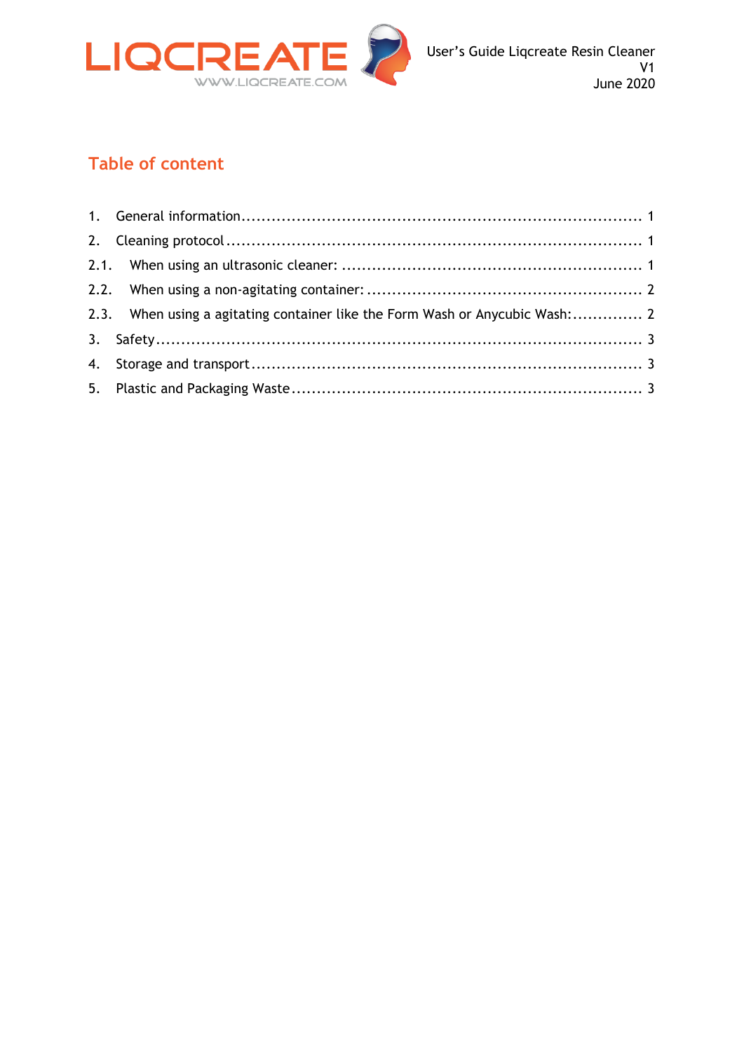## Table of content

1. General information ........................................................................ 1
2. Cleaning protocol ........................................................................ 1
   - 2.1. When using an ultrasonic cleaner: ........................................................................ 1
   - 2.2. When using a non-agitating container: ........................................................................ 2
   - 2.3. When using a agitating container like the Form Wash or Anycubic Wash: .............. 2
3. Safety ........................................................................ 3
4. Storage and transport ........................................................................ 3
5. Plastic and Packaging Waste ........................................................................ 3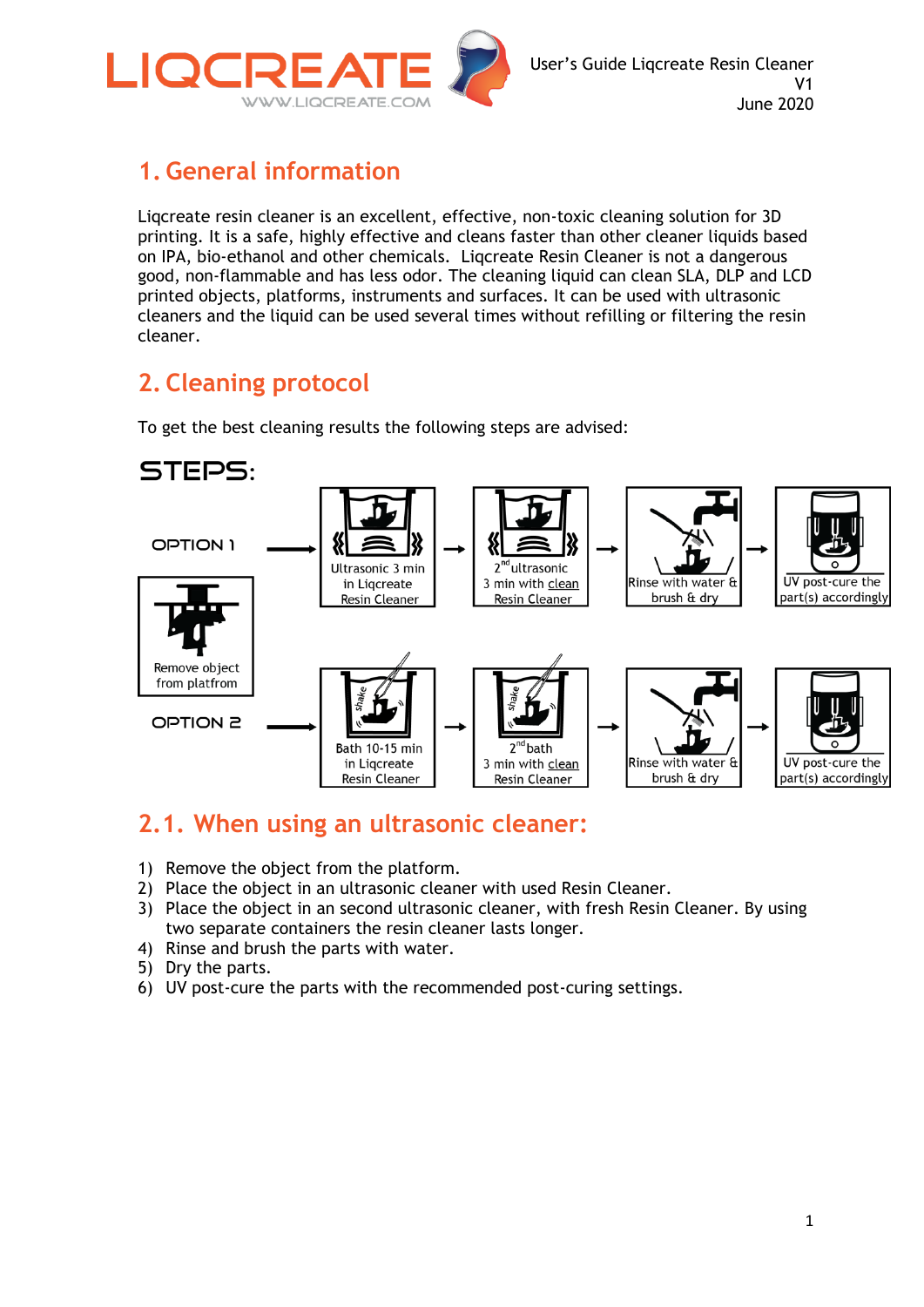# 1. General information

Liqcreate resin cleaner is an excellent, effective, non-toxic cleaning solution for 3D printing. It is a safe, highly effective and cleans faster than other cleaner liquids based on IPA, bio-ethanol and other chemicals. Liqcreate Resin Cleaner is not a dangerous good, non-flammable and has less odor. The cleaning liquid can clean SLA, DLP and LCD printed objects, platforms, instruments and surfaces. It can be used with ultrasonic cleaners and the liquid can be used several times without refilling or filtering the resin cleaner.

# 2. Cleaning protocol

To get the best cleaning results the following steps are advised:

**STEPS:**

Remove object from platfrom

OPTION 1 → Ultrasonic 3 min in Liqcreate Resin Cleaner → 2nd ultrasonic 3 min with clean Resin Cleaner → Rinse with water & brush & dry → UV post-cure the part(s) accordingly

OPTION 2 → Bath 10-15 min in Liqcreate Resin Cleaner → 2nd bath 3 min with clean Resin Cleaner → Rinse with water & brush & dry → UV post-cure the part(s) accordingly

## 2.1. When using an ultrasonic cleaner:

1) Remove the object from the platform.
2) Place the object in an ultrasonic cleaner with used Resin Cleaner.
3) Place the object in an second ultrasonic cleaner, with fresh Resin Cleaner. By using two separate containers the resin cleaner lasts longer.
4) Rinse and brush the parts with water.
5) Dry the parts.
6) UV post-cure the parts with the recommended post-curing settings.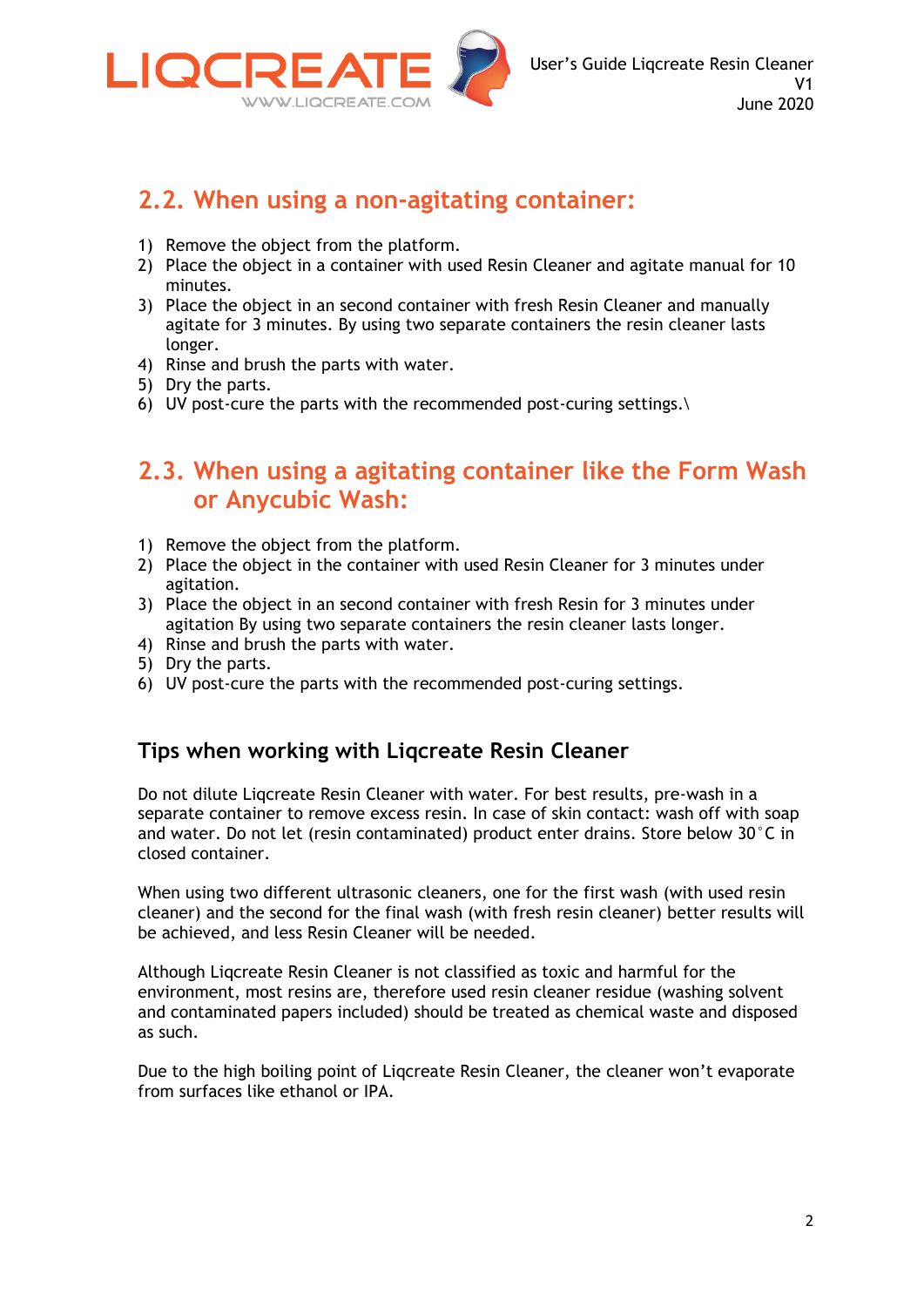## 2.2. When using a non-agitating container:

1) Remove the object from the platform.
2) Place the object in a container with used Resin Cleaner and agitate manual for 10 minutes.
3) Place the object in an second container with fresh Resin Cleaner and manually agitate for 3 minutes. By using two separate containers the resin cleaner lasts longer.
4) Rinse and brush the parts with water.
5) Dry the parts.
6) UV post-cure the parts with the recommended post-curing settings.\

## 2.3. When using a agitating container like the Form Wash or Anycubic Wash:

1) Remove the object from the platform.
2) Place the object in the container with used Resin Cleaner for 3 minutes under agitation.
3) Place the object in an second container with fresh Resin for 3 minutes under agitation By using two separate containers the resin cleaner lasts longer.
4) Rinse and brush the parts with water.
5) Dry the parts.
6) UV post-cure the parts with the recommended post-curing settings.

### Tips when working with Liqcreate Resin Cleaner

Do not dilute Liqcreate Resin Cleaner with water. For best results, pre-wash in a separate container to remove excess resin. In case of skin contact: wash off with soap and water. Do not let (resin contaminated) product enter drains. Store below 30°C in closed container.

When using two different ultrasonic cleaners, one for the first wash (with used resin cleaner) and the second for the final wash (with fresh resin cleaner) better results will be achieved, and less Resin Cleaner will be needed.

Although Liqcreate Resin Cleaner is not classified as toxic and harmful for the environment, most resins are, therefore used resin cleaner residue (washing solvent and contaminated papers included) should be treated as chemical waste and disposed as such.

Due to the high boiling point of Liqcreate Resin Cleaner, the cleaner won't evaporate from surfaces like ethanol or IPA.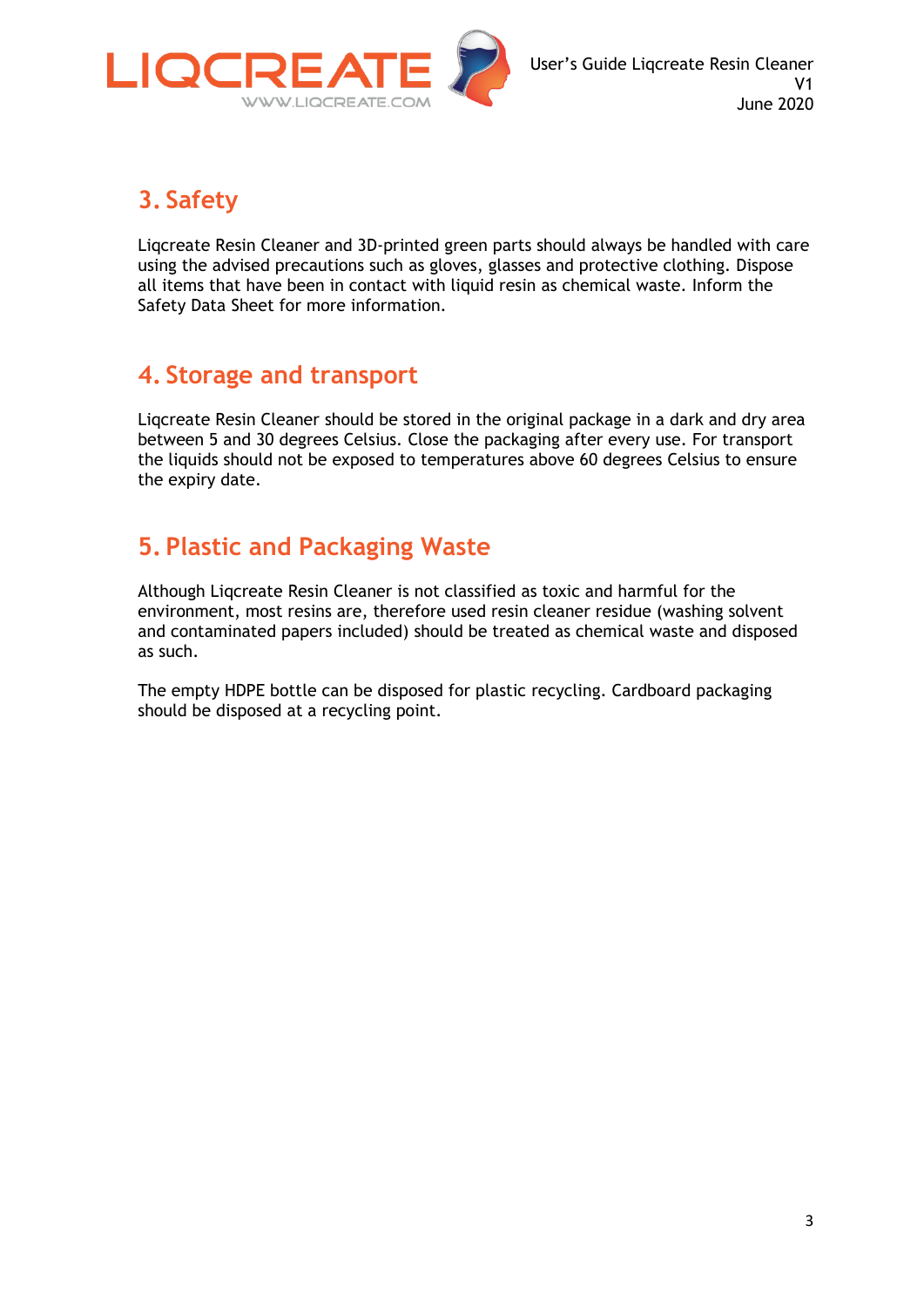## 3. Safety

Liqcreate Resin Cleaner and 3D-printed green parts should always be handled with care using the advised precautions such as gloves, glasses and protective clothing. Dispose all items that have been in contact with liquid resin as chemical waste. Inform the Safety Data Sheet for more information.

## 4. Storage and transport

Liqcreate Resin Cleaner should be stored in the original package in a dark and dry area between 5 and 30 degrees Celsius. Close the packaging after every use. For transport the liquids should not be exposed to temperatures above 60 degrees Celsius to ensure the expiry date.

## 5. Plastic and Packaging Waste

Although Liqcreate Resin Cleaner is not classified as toxic and harmful for the environment, most resins are, therefore used resin cleaner residue (washing solvent and contaminated papers included) should be treated as chemical waste and disposed as such.

The empty HDPE bottle can be disposed for plastic recycling. Cardboard packaging should be disposed at a recycling point.